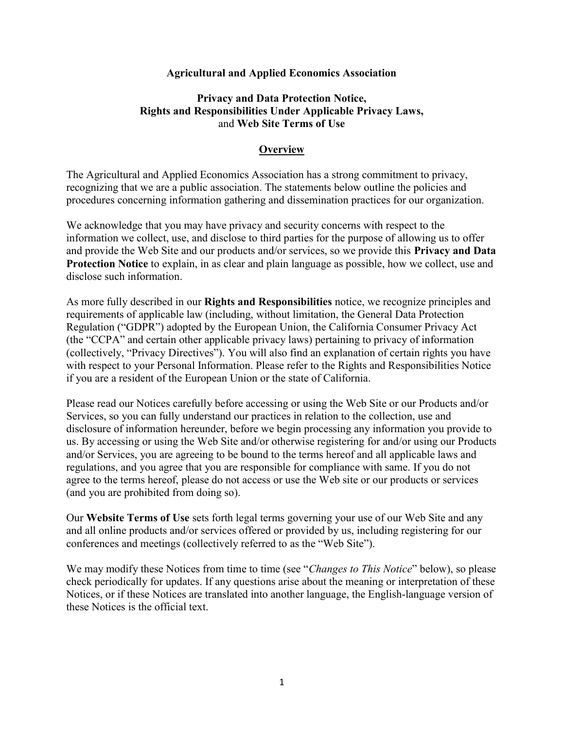**Agricultural and Applied Economics Association**

**Privacy and Data Protection Notice,**
**Rights and Responsibilities Under Applicable Privacy Laws,**
and **Web Site Terms of Use**

## Overview

The Agricultural and Applied Economics Association has a strong commitment to privacy, recognizing that we are a public association. The statements below outline the policies and procedures concerning information gathering and dissemination practices for our organization.

We acknowledge that you may have privacy and security concerns with respect to the information we collect, use, and disclose to third parties for the purpose of allowing us to offer and provide the Web Site and our products and/or services, so we provide this **Privacy and Data Protection Notice** to explain, in as clear and plain language as possible, how we collect, use and disclose such information.

As more fully described in our **Rights and Responsibilities** notice, we recognize principles and requirements of applicable law (including, without limitation, the General Data Protection Regulation ("GDPR") adopted by the European Union, the California Consumer Privacy Act (the "CCPA" and certain other applicable privacy laws) pertaining to privacy of information (collectively, "Privacy Directives"). You will also find an explanation of certain rights you have with respect to your Personal Information. Please refer to the Rights and Responsibilities Notice if you are a resident of the European Union or the state of California.

Please read our Notices carefully before accessing or using the Web Site or our Products and/or Services, so you can fully understand our practices in relation to the collection, use and disclosure of information hereunder, before we begin processing any information you provide to us. By accessing or using the Web Site and/or otherwise registering for and/or using our Products and/or Services, you are agreeing to be bound to the terms hereof and all applicable laws and regulations, and you agree that you are responsible for compliance with same. If you do not agree to the terms hereof, please do not access or use the Web site or our products or services (and you are prohibited from doing so).

Our **Website Terms of Use** sets forth legal terms governing your use of our Web Site and any and all online products and/or services offered or provided by us, including registering for our conferences and meetings (collectively referred to as the "Web Site").

We may modify these Notices from time to time (see "*Changes to This Notice*" below), so please check periodically for updates. If any questions arise about the meaning or interpretation of these Notices, or if these Notices are translated into another language, the English-language version of these Notices is the official text.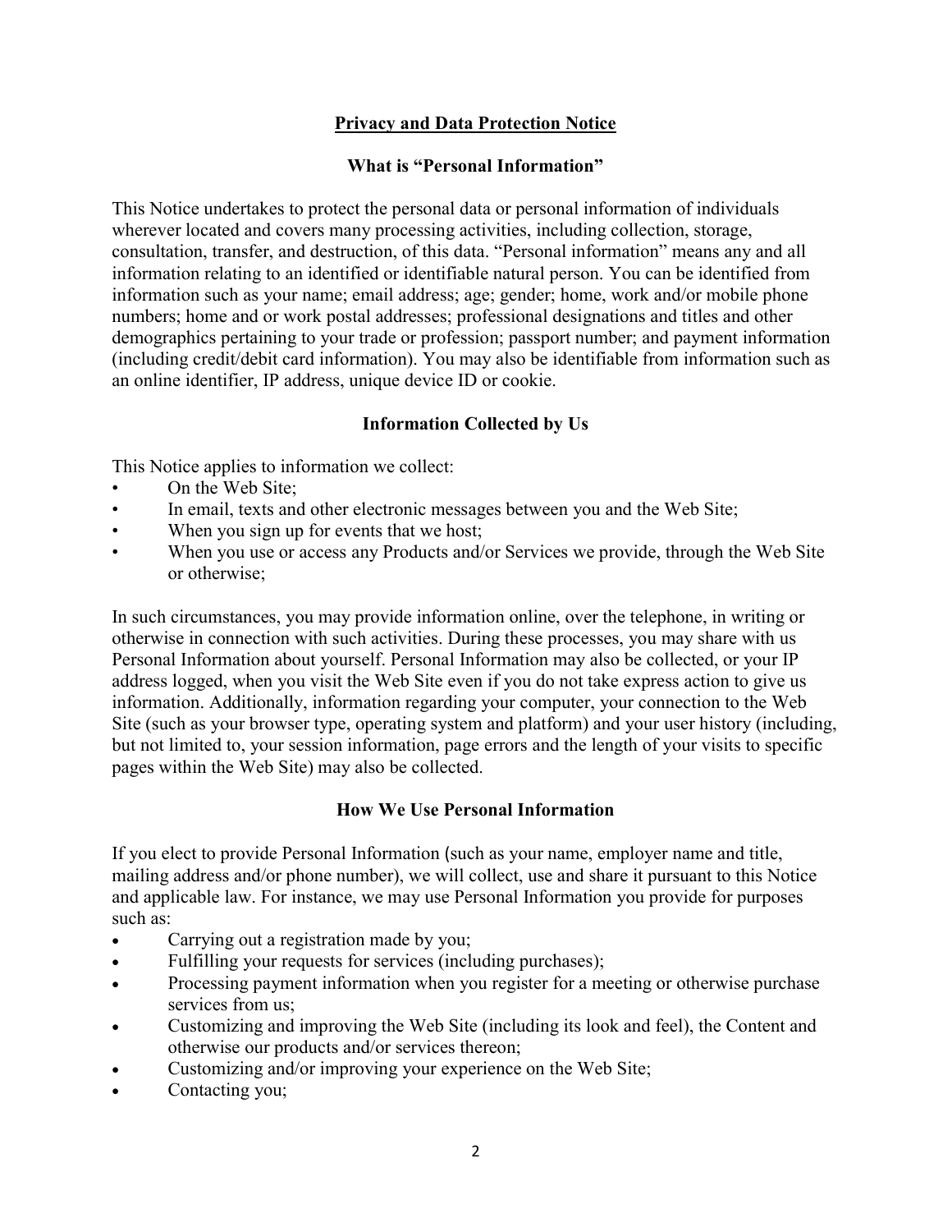## Privacy and Data Protection Notice

### What is "Personal Information"

This Notice undertakes to protect the personal data or personal information of individuals wherever located and covers many processing activities, including collection, storage, consultation, transfer, and destruction, of this data. "Personal information" means any and all information relating to an identified or identifiable natural person. You can be identified from information such as your name; email address; age; gender; home, work and/or mobile phone numbers; home and or work postal addresses; professional designations and titles and other demographics pertaining to your trade or profession; passport number; and payment information (including credit/debit card information). You may also be identifiable from information such as an online identifier, IP address, unique device ID or cookie.

### Information Collected by Us

This Notice applies to information we collect:

- On the Web Site;
- In email, texts and other electronic messages between you and the Web Site;
- When you sign up for events that we host;
- When you use or access any Products and/or Services we provide, through the Web Site or otherwise;

In such circumstances, you may provide information online, over the telephone, in writing or otherwise in connection with such activities. During these processes, you may share with us Personal Information about yourself. Personal Information may also be collected, or your IP address logged, when you visit the Web Site even if you do not take express action to give us information. Additionally, information regarding your computer, your connection to the Web Site (such as your browser type, operating system and platform) and your user history (including, but not limited to, your session information, page errors and the length of your visits to specific pages within the Web Site) may also be collected.

### How We Use Personal Information

If you elect to provide Personal Information (such as your name, employer name and title, mailing address and/or phone number), we will collect, use and share it pursuant to this Notice and applicable law. For instance, we may use Personal Information you provide for purposes such as:

- Carrying out a registration made by you;
- Fulfilling your requests for services (including purchases);
- Processing payment information when you register for a meeting or otherwise purchase services from us;
- Customizing and improving the Web Site (including its look and feel), the Content and otherwise our products and/or services thereon;
- Customizing and/or improving your experience on the Web Site;
- Contacting you;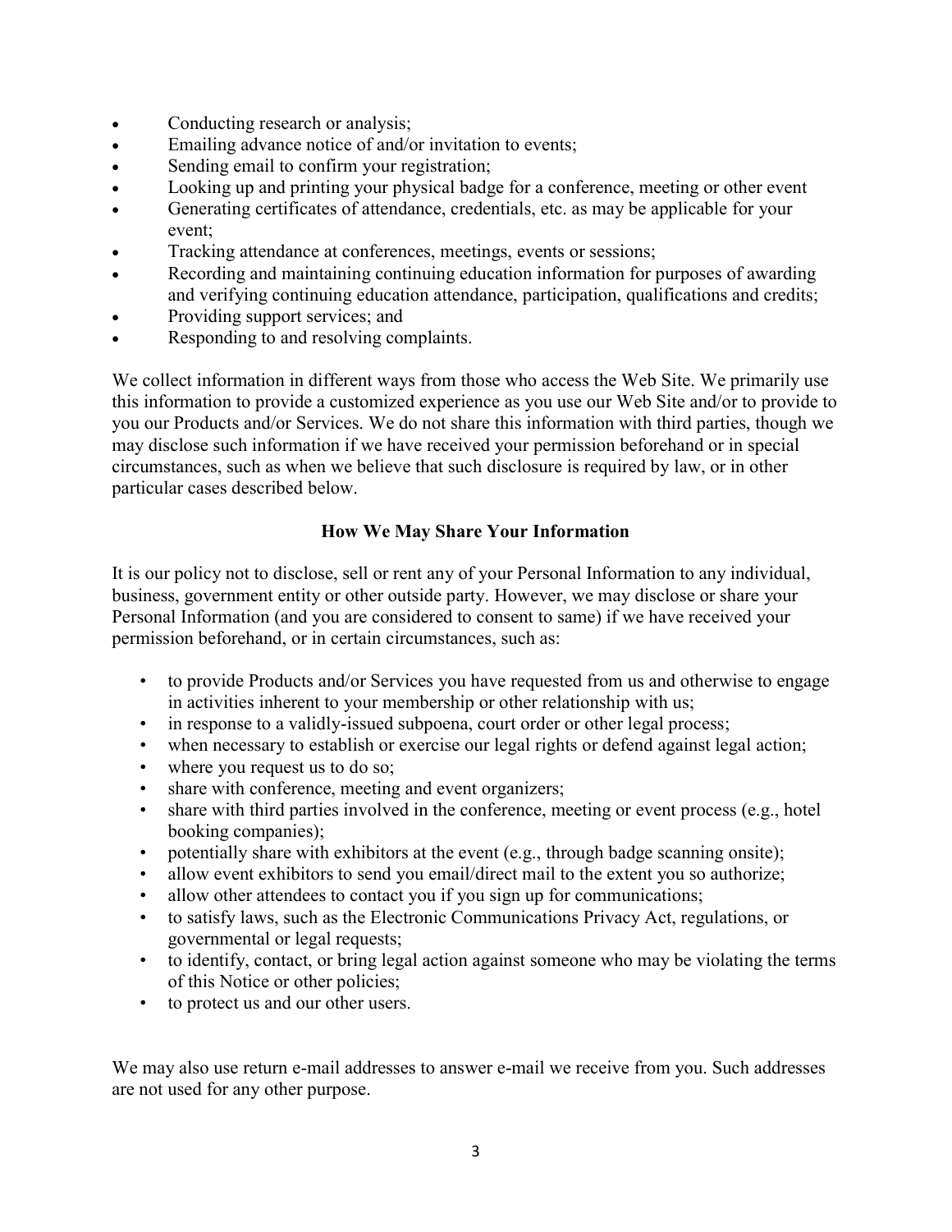- Conducting research or analysis;
- Emailing advance notice of and/or invitation to events;
- Sending email to confirm your registration;
- Looking up and printing your physical badge for a conference, meeting or other event
- Generating certificates of attendance, credentials, etc. as may be applicable for your event;
- Tracking attendance at conferences, meetings, events or sessions;
- Recording and maintaining continuing education information for purposes of awarding and verifying continuing education attendance, participation, qualifications and credits;
- Providing support services; and
- Responding to and resolving complaints.

We collect information in different ways from those who access the Web Site. We primarily use this information to provide a customized experience as you use our Web Site and/or to provide to you our Products and/or Services. We do not share this information with third parties, though we may disclose such information if we have received your permission beforehand or in special circumstances, such as when we believe that such disclosure is required by law, or in other particular cases described below.

## How We May Share Your Information

It is our policy not to disclose, sell or rent any of your Personal Information to any individual, business, government entity or other outside party. However, we may disclose or share your Personal Information (and you are considered to consent to same) if we have received your permission beforehand, or in certain circumstances, such as:

- to provide Products and/or Services you have requested from us and otherwise to engage in activities inherent to your membership or other relationship with us;
- in response to a validly-issued subpoena, court order or other legal process;
- when necessary to establish or exercise our legal rights or defend against legal action;
- where you request us to do so;
- share with conference, meeting and event organizers;
- share with third parties involved in the conference, meeting or event process (e.g., hotel booking companies);
- potentially share with exhibitors at the event (e.g., through badge scanning onsite);
- allow event exhibitors to send you email/direct mail to the extent you so authorize;
- allow other attendees to contact you if you sign up for communications;
- to satisfy laws, such as the Electronic Communications Privacy Act, regulations, or governmental or legal requests;
- to identify, contact, or bring legal action against someone who may be violating the terms of this Notice or other policies;
- to protect us and our other users.

We may also use return e-mail addresses to answer e-mail we receive from you. Such addresses are not used for any other purpose.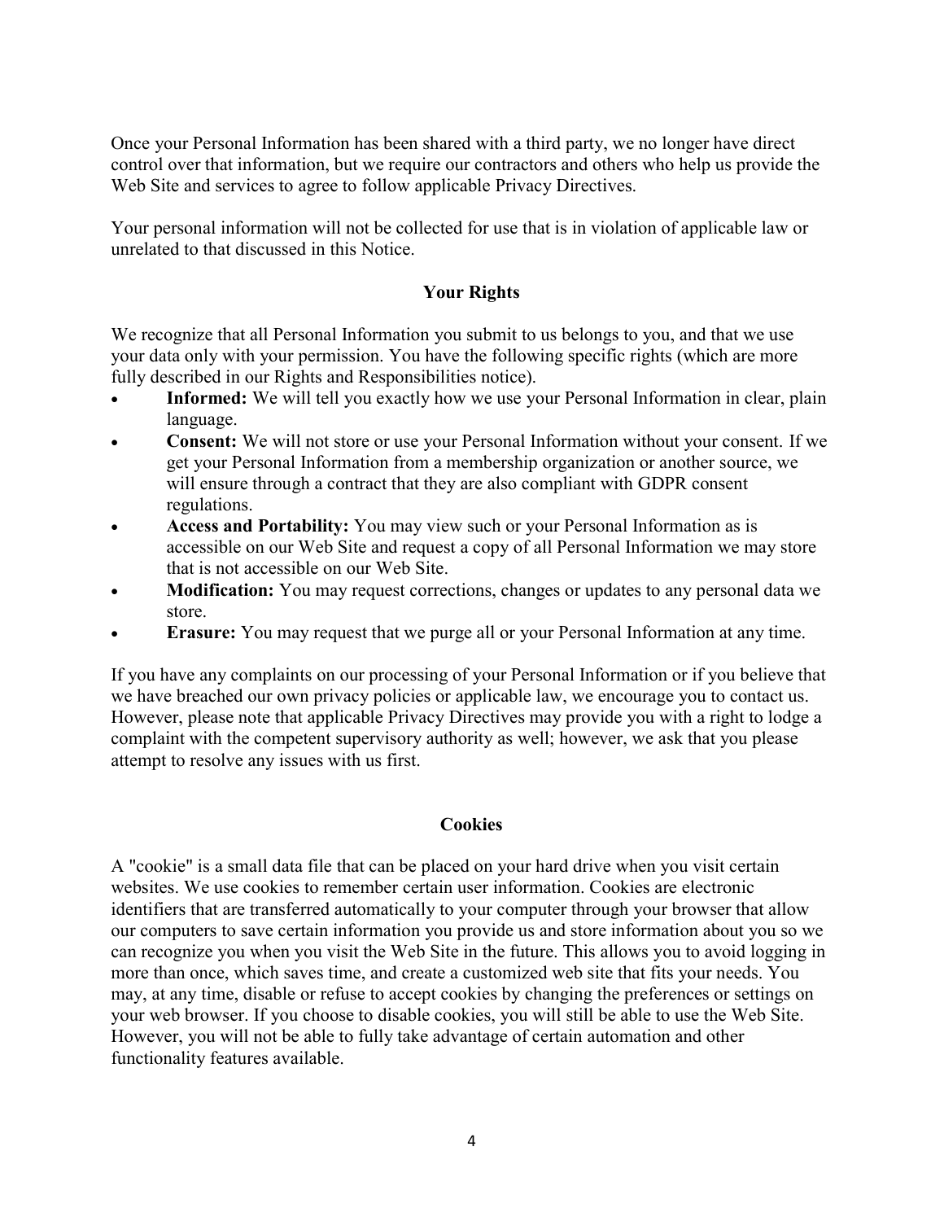Once your Personal Information has been shared with a third party, we no longer have direct control over that information, but we require our contractors and others who help us provide the Web Site and services to agree to follow applicable Privacy Directives.

Your personal information will not be collected for use that is in violation of applicable law or unrelated to that discussed in this Notice.

## Your Rights

We recognize that all Personal Information you submit to us belongs to you, and that we use your data only with your permission. You have the following specific rights (which are more fully described in our Rights and Responsibilities notice).

- **Informed:** We will tell you exactly how we use your Personal Information in clear, plain language.
- **Consent:** We will not store or use your Personal Information without your consent. If we get your Personal Information from a membership organization or another source, we will ensure through a contract that they are also compliant with GDPR consent regulations.
- **Access and Portability:** You may view such or your Personal Information as is accessible on our Web Site and request a copy of all Personal Information we may store that is not accessible on our Web Site.
- **Modification:** You may request corrections, changes or updates to any personal data we store.
- **Erasure:** You may request that we purge all or your Personal Information at any time.

If you have any complaints on our processing of your Personal Information or if you believe that we have breached our own privacy policies or applicable law, we encourage you to contact us. However, please note that applicable Privacy Directives may provide you with a right to lodge a complaint with the competent supervisory authority as well; however, we ask that you please attempt to resolve any issues with us first.

## Cookies

A "cookie" is a small data file that can be placed on your hard drive when you visit certain websites. We use cookies to remember certain user information. Cookies are electronic identifiers that are transferred automatically to your computer through your browser that allow our computers to save certain information you provide us and store information about you so we can recognize you when you visit the Web Site in the future. This allows you to avoid logging in more than once, which saves time, and create a customized web site that fits your needs. You may, at any time, disable or refuse to accept cookies by changing the preferences or settings on your web browser. If you choose to disable cookies, you will still be able to use the Web Site. However, you will not be able to fully take advantage of certain automation and other functionality features available.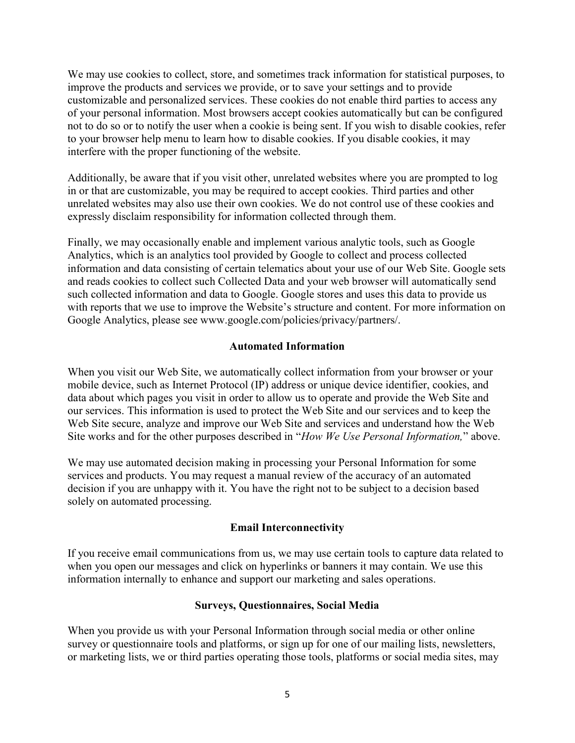We may use cookies to collect, store, and sometimes track information for statistical purposes, to improve the products and services we provide, or to save your settings and to provide customizable and personalized services. These cookies do not enable third parties to access any of your personal information. Most browsers accept cookies automatically but can be configured not to do so or to notify the user when a cookie is being sent. If you wish to disable cookies, refer to your browser help menu to learn how to disable cookies. If you disable cookies, it may interfere with the proper functioning of the website.

Additionally, be aware that if you visit other, unrelated websites where you are prompted to log in or that are customizable, you may be required to accept cookies. Third parties and other unrelated websites may also use their own cookies. We do not control use of these cookies and expressly disclaim responsibility for information collected through them.

Finally, we may occasionally enable and implement various analytic tools, such as Google Analytics, which is an analytics tool provided by Google to collect and process collected information and data consisting of certain telematics about your use of our Web Site. Google sets and reads cookies to collect such Collected Data and your web browser will automatically send such collected information and data to Google. Google stores and uses this data to provide us with reports that we use to improve the Website's structure and content. For more information on Google Analytics, please see www.google.com/policies/privacy/partners/.

## Automated Information

When you visit our Web Site, we automatically collect information from your browser or your mobile device, such as Internet Protocol (IP) address or unique device identifier, cookies, and data about which pages you visit in order to allow us to operate and provide the Web Site and our services. This information is used to protect the Web Site and our services and to keep the Web Site secure, analyze and improve our Web Site and services and understand how the Web Site works and for the other purposes described in "*How We Use Personal Information,*" above.

We may use automated decision making in processing your Personal Information for some services and products. You may request a manual review of the accuracy of an automated decision if you are unhappy with it. You have the right not to be subject to a decision based solely on automated processing.

## Email Interconnectivity

If you receive email communications from us, we may use certain tools to capture data related to when you open our messages and click on hyperlinks or banners it may contain. We use this information internally to enhance and support our marketing and sales operations.

## Surveys, Questionnaires, Social Media

When you provide us with your Personal Information through social media or other online survey or questionnaire tools and platforms, or sign up for one of our mailing lists, newsletters, or marketing lists, we or third parties operating those tools, platforms or social media sites, may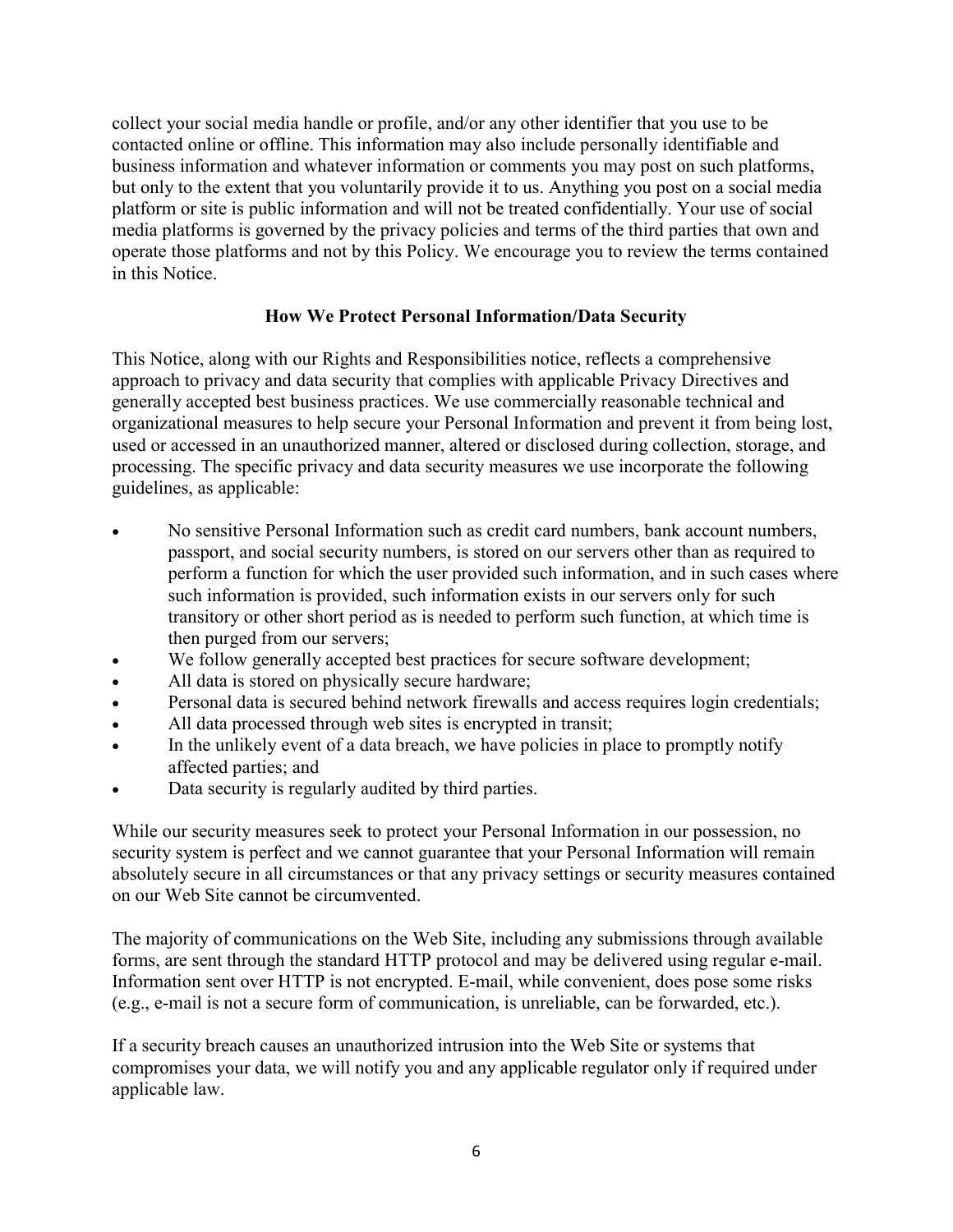collect your social media handle or profile, and/or any other identifier that you use to be contacted online or offline. This information may also include personally identifiable and business information and whatever information or comments you may post on such platforms, but only to the extent that you voluntarily provide it to us. Anything you post on a social media platform or site is public information and will not be treated confidentially. Your use of social media platforms is governed by the privacy policies and terms of the third parties that own and operate those platforms and not by this Policy. We encourage you to review the terms contained in this Notice.

## How We Protect Personal Information/Data Security

This Notice, along with our Rights and Responsibilities notice, reflects a comprehensive approach to privacy and data security that complies with applicable Privacy Directives and generally accepted best business practices. We use commercially reasonable technical and organizational measures to help secure your Personal Information and prevent it from being lost, used or accessed in an unauthorized manner, altered or disclosed during collection, storage, and processing. The specific privacy and data security measures we use incorporate the following guidelines, as applicable:

- No sensitive Personal Information such as credit card numbers, bank account numbers, passport, and social security numbers, is stored on our servers other than as required to perform a function for which the user provided such information, and in such cases where such information is provided, such information exists in our servers only for such transitory or other short period as is needed to perform such function, at which time is then purged from our servers;
- We follow generally accepted best practices for secure software development;
- All data is stored on physically secure hardware;
- Personal data is secured behind network firewalls and access requires login credentials;
- All data processed through web sites is encrypted in transit;
- In the unlikely event of a data breach, we have policies in place to promptly notify affected parties; and
- Data security is regularly audited by third parties.

While our security measures seek to protect your Personal Information in our possession, no security system is perfect and we cannot guarantee that your Personal Information will remain absolutely secure in all circumstances or that any privacy settings or security measures contained on our Web Site cannot be circumvented.

The majority of communications on the Web Site, including any submissions through available forms, are sent through the standard HTTP protocol and may be delivered using regular e-mail. Information sent over HTTP is not encrypted. E-mail, while convenient, does pose some risks (e.g., e-mail is not a secure form of communication, is unreliable, can be forwarded, etc.).

If a security breach causes an unauthorized intrusion into the Web Site or systems that compromises your data, we will notify you and any applicable regulator only if required under applicable law.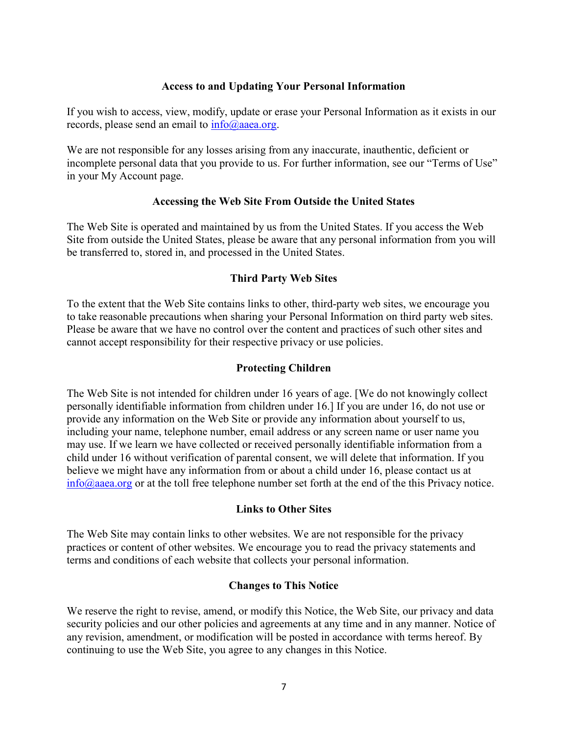### Access to and Updating Your Personal Information

If you wish to access, view, modify, update or erase your Personal Information as it exists in our records, please send an email to info@aaea.org.

We are not responsible for any losses arising from any inaccurate, inauthentic, deficient or incomplete personal data that you provide to us. For further information, see our "Terms of Use" in your My Account page.

### Accessing the Web Site From Outside the United States

The Web Site is operated and maintained by us from the United States. If you access the Web Site from outside the United States, please be aware that any personal information from you will be transferred to, stored in, and processed in the United States.

### Third Party Web Sites

To the extent that the Web Site contains links to other, third-party web sites, we encourage you to take reasonable precautions when sharing your Personal Information on third party web sites. Please be aware that we have no control over the content and practices of such other sites and cannot accept responsibility for their respective privacy or use policies.

### Protecting Children

The Web Site is not intended for children under 16 years of age. [We do not knowingly collect personally identifiable information from children under 16.] If you are under 16, do not use or provide any information on the Web Site or provide any information about yourself to us, including your name, telephone number, email address or any screen name or user name you may use. If we learn we have collected or received personally identifiable information from a child under 16 without verification of parental consent, we will delete that information. If you believe we might have any information from or about a child under 16, please contact us at info@aaea.org or at the toll free telephone number set forth at the end of the this Privacy notice.

### Links to Other Sites

The Web Site may contain links to other websites. We are not responsible for the privacy practices or content of other websites. We encourage you to read the privacy statements and terms and conditions of each website that collects your personal information.

### Changes to This Notice

We reserve the right to revise, amend, or modify this Notice, the Web Site, our privacy and data security policies and our other policies and agreements at any time and in any manner. Notice of any revision, amendment, or modification will be posted in accordance with terms hereof. By continuing to use the Web Site, you agree to any changes in this Notice.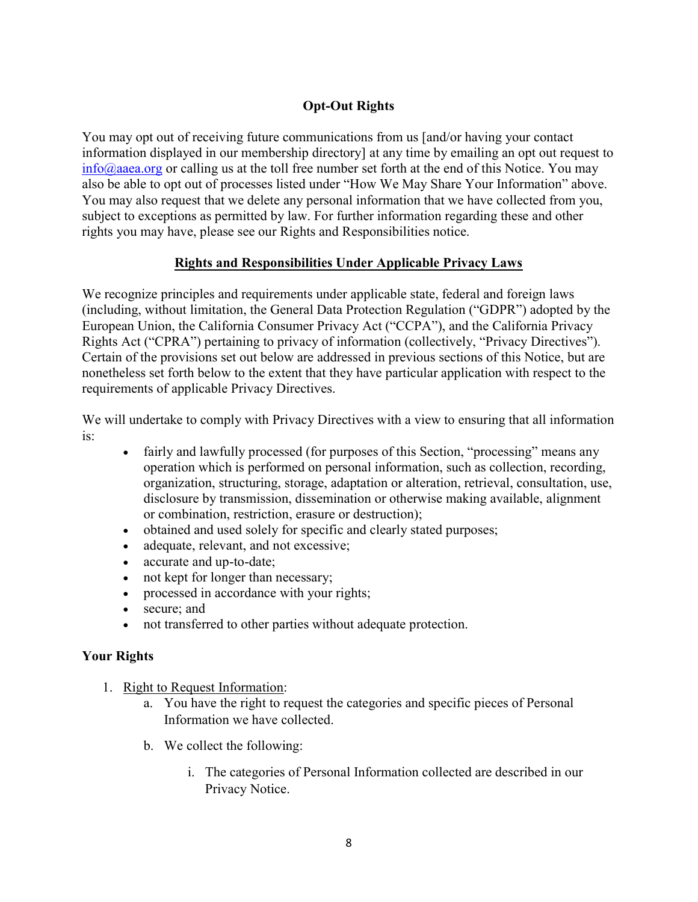## Opt-Out Rights

You may opt out of receiving future communications from us [and/or having your contact information displayed in our membership directory] at any time by emailing an opt out request to info@aaea.org or calling us at the toll free number set forth at the end of this Notice. You may also be able to opt out of processes listed under "How We May Share Your Information" above. You may also request that we delete any personal information that we have collected from you, subject to exceptions as permitted by law. For further information regarding these and other rights you may have, please see our Rights and Responsibilities notice.

## Rights and Responsibilities Under Applicable Privacy Laws

We recognize principles and requirements under applicable state, federal and foreign laws (including, without limitation, the General Data Protection Regulation ("GDPR") adopted by the European Union, the California Consumer Privacy Act ("CCPA"), and the California Privacy Rights Act ("CPRA") pertaining to privacy of information (collectively, "Privacy Directives"). Certain of the provisions set out below are addressed in previous sections of this Notice, but are nonetheless set forth below to the extent that they have particular application with respect to the requirements of applicable Privacy Directives.

We will undertake to comply with Privacy Directives with a view to ensuring that all information is:

- fairly and lawfully processed (for purposes of this Section, "processing" means any operation which is performed on personal information, such as collection, recording, organization, structuring, storage, adaptation or alteration, retrieval, consultation, use, disclosure by transmission, dissemination or otherwise making available, alignment or combination, restriction, erasure or destruction);
- obtained and used solely for specific and clearly stated purposes;
- adequate, relevant, and not excessive;
- accurate and up-to-date;
- not kept for longer than necessary;
- processed in accordance with your rights;
- secure; and
- not transferred to other parties without adequate protection.

### Your Rights

1. Right to Request Information:
   a. You have the right to request the categories and specific pieces of Personal Information we have collected.

   b. We collect the following:

      i. The categories of Personal Information collected are described in our Privacy Notice.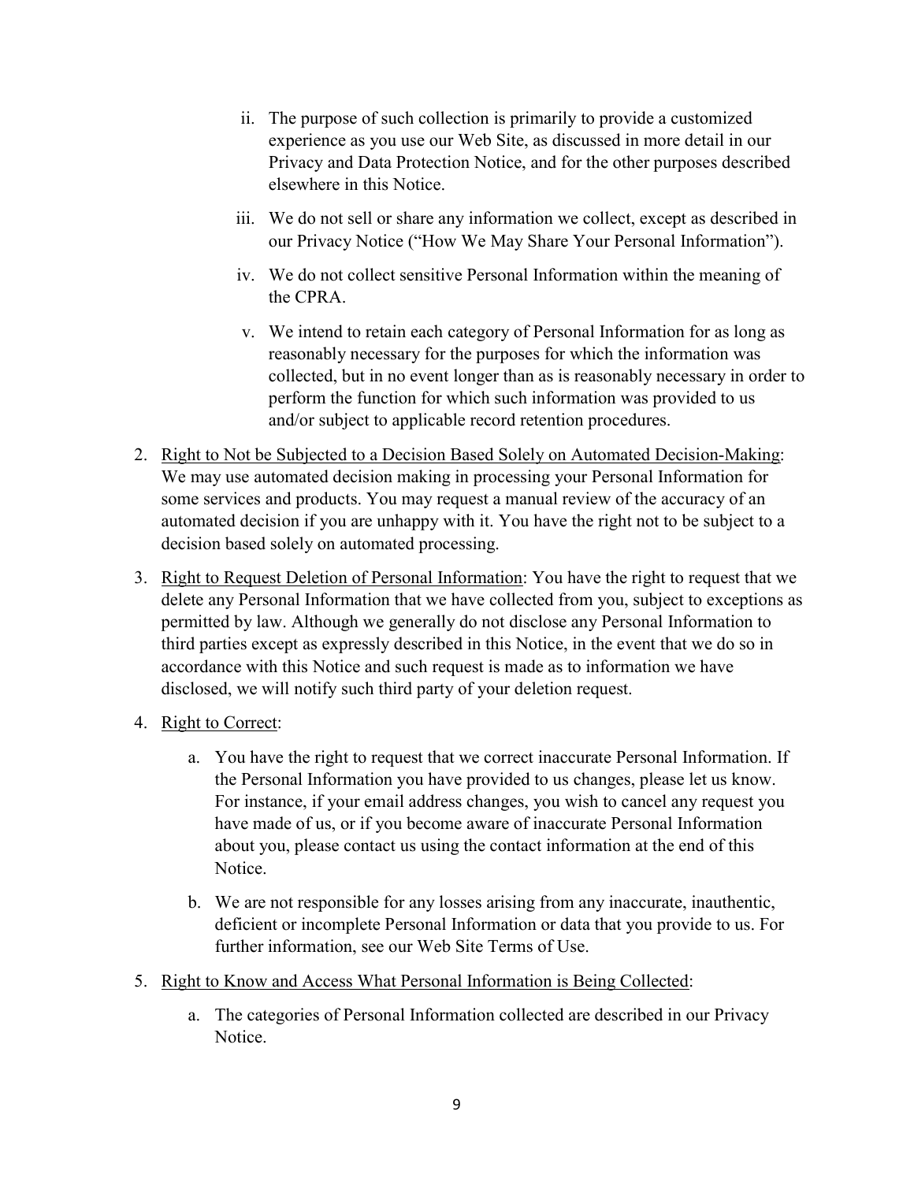ii. The purpose of such collection is primarily to provide a customized experience as you use our Web Site, as discussed in more detail in our Privacy and Data Protection Notice, and for the other purposes described elsewhere in this Notice.

iii. We do not sell or share any information we collect, except as described in our Privacy Notice ("How We May Share Your Personal Information").

iv. We do not collect sensitive Personal Information within the meaning of the CPRA.

v. We intend to retain each category of Personal Information for as long as reasonably necessary for the purposes for which the information was collected, but in no event longer than as is reasonably necessary in order to perform the function for which such information was provided to us and/or subject to applicable record retention procedures.

2. <u>Right to Not be Subjected to a Decision Based Solely on Automated Decision-Making</u>: We may use automated decision making in processing your Personal Information for some services and products. You may request a manual review of the accuracy of an automated decision if you are unhappy with it. You have the right not to be subject to a decision based solely on automated processing.

3. <u>Right to Request Deletion of Personal Information</u>: You have the right to request that we delete any Personal Information that we have collected from you, subject to exceptions as permitted by law. Although we generally do not disclose any Personal Information to third parties except as expressly described in this Notice, in the event that we do so in accordance with this Notice and such request is made as to information we have disclosed, we will notify such third party of your deletion request.

4. <u>Right to Correct</u>:

   a. You have the right to request that we correct inaccurate Personal Information. If the Personal Information you have provided to us changes, please let us know. For instance, if your email address changes, you wish to cancel any request you have made of us, or if you become aware of inaccurate Personal Information about you, please contact us using the contact information at the end of this Notice.

   b. We are not responsible for any losses arising from any inaccurate, inauthentic, deficient or incomplete Personal Information or data that you provide to us. For further information, see our Web Site Terms of Use.

5. <u>Right to Know and Access What Personal Information is Being Collected</u>:

   a. The categories of Personal Information collected are described in our Privacy Notice.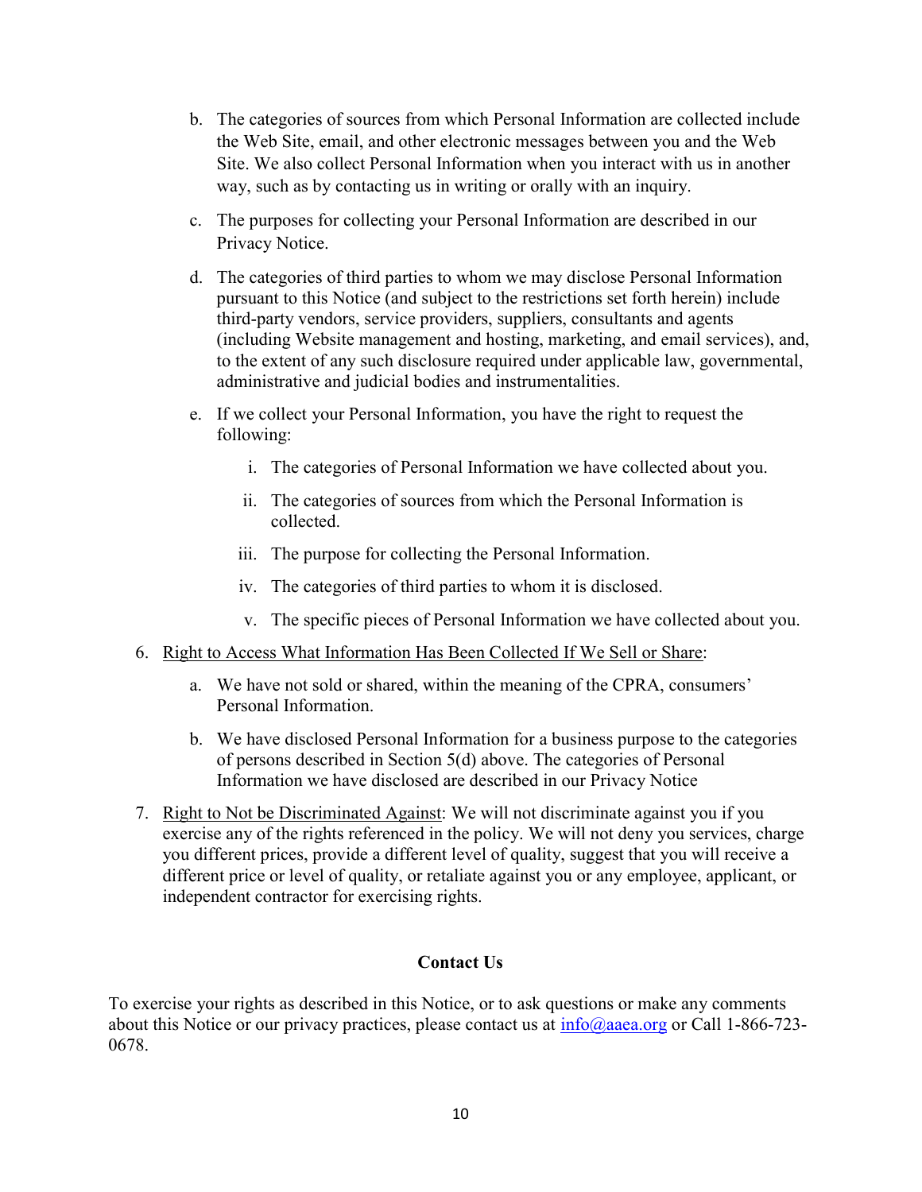b. The categories of sources from which Personal Information are collected include the Web Site, email, and other electronic messages between you and the Web Site. We also collect Personal Information when you interact with us in another way, such as by contacting us in writing or orally with an inquiry.

c. The purposes for collecting your Personal Information are described in our Privacy Notice.

d. The categories of third parties to whom we may disclose Personal Information pursuant to this Notice (and subject to the restrictions set forth herein) include third-party vendors, service providers, suppliers, consultants and agents (including Website management and hosting, marketing, and email services), and, to the extent of any such disclosure required under applicable law, governmental, administrative and judicial bodies and instrumentalities.

e. If we collect your Personal Information, you have the right to request the following:

   i. The categories of Personal Information we have collected about you.

   ii. The categories of sources from which the Personal Information is collected.

   iii. The purpose for collecting the Personal Information.

   iv. The categories of third parties to whom it is disclosed.

   v. The specific pieces of Personal Information we have collected about you.

6. Right to Access What Information Has Been Collected If We Sell or Share:

   a. We have not sold or shared, within the meaning of the CPRA, consumers' Personal Information.

   b. We have disclosed Personal Information for a business purpose to the categories of persons described in Section 5(d) above. The categories of Personal Information we have disclosed are described in our Privacy Notice

7. Right to Not be Discriminated Against: We will not discriminate against you if you exercise any of the rights referenced in the policy. We will not deny you services, charge you different prices, provide a different level of quality, suggest that you will receive a different price or level of quality, or retaliate against you or any employee, applicant, or independent contractor for exercising rights.

**Contact Us**

To exercise your rights as described in this Notice, or to ask questions or make any comments about this Notice or our privacy practices, please contact us at info@aaea.org or Call 1-866-723-0678.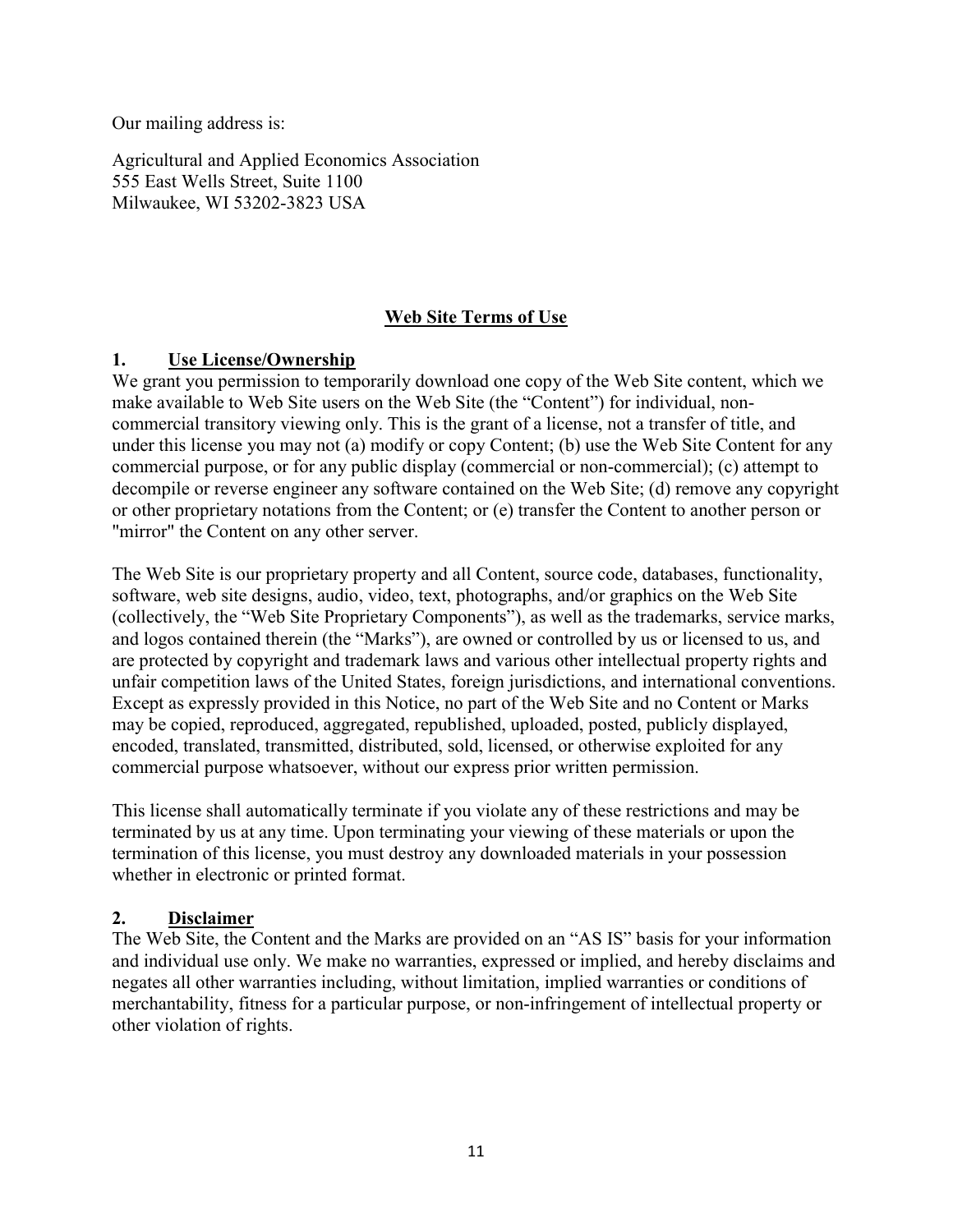Our mailing address is:

Agricultural and Applied Economics Association
555 East Wells Street, Suite 1100
Milwaukee, WI 53202-3823 USA

## Web Site Terms of Use

### 1. Use License/Ownership

We grant you permission to temporarily download one copy of the Web Site content, which we make available to Web Site users on the Web Site (the "Content") for individual, non-commercial transitory viewing only. This is the grant of a license, not a transfer of title, and under this license you may not (a) modify or copy Content; (b) use the Web Site Content for any commercial purpose, or for any public display (commercial or non-commercial); (c) attempt to decompile or reverse engineer any software contained on the Web Site; (d) remove any copyright or other proprietary notations from the Content; or (e) transfer the Content to another person or "mirror" the Content on any other server.

The Web Site is our proprietary property and all Content, source code, databases, functionality, software, web site designs, audio, video, text, photographs, and/or graphics on the Web Site (collectively, the "Web Site Proprietary Components"), as well as the trademarks, service marks, and logos contained therein (the "Marks"), are owned or controlled by us or licensed to us, and are protected by copyright and trademark laws and various other intellectual property rights and unfair competition laws of the United States, foreign jurisdictions, and international conventions. Except as expressly provided in this Notice, no part of the Web Site and no Content or Marks may be copied, reproduced, aggregated, republished, uploaded, posted, publicly displayed, encoded, translated, transmitted, distributed, sold, licensed, or otherwise exploited for any commercial purpose whatsoever, without our express prior written permission.

This license shall automatically terminate if you violate any of these restrictions and may be terminated by us at any time. Upon terminating your viewing of these materials or upon the termination of this license, you must destroy any downloaded materials in your possession whether in electronic or printed format.

### 2. Disclaimer

The Web Site, the Content and the Marks are provided on an "AS IS" basis for your information and individual use only. We make no warranties, expressed or implied, and hereby disclaims and negates all other warranties including, without limitation, implied warranties or conditions of merchantability, fitness for a particular purpose, or non-infringement of intellectual property or other violation of rights.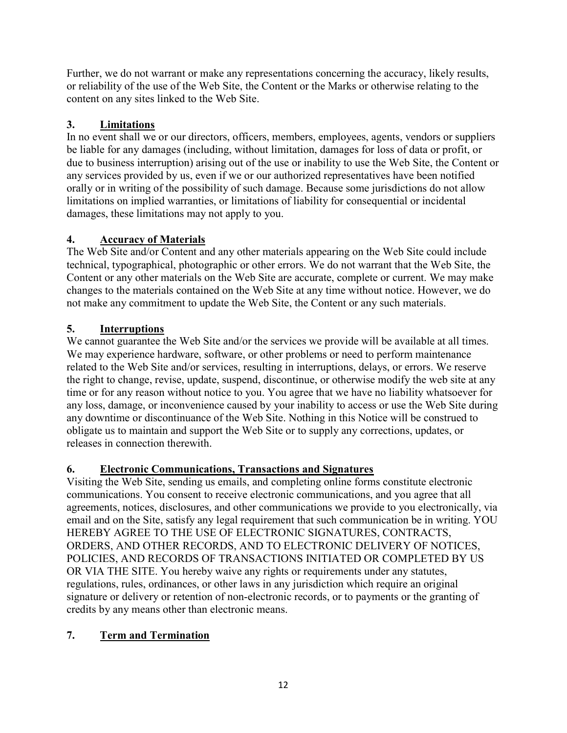Further, we do not warrant or make any representations concerning the accuracy, likely results, or reliability of the use of the Web Site, the Content or the Marks or otherwise relating to the content on any sites linked to the Web Site.

### 3. <u>Limitations</u>

In no event shall we or our directors, officers, members, employees, agents, vendors or suppliers be liable for any damages (including, without limitation, damages for loss of data or profit, or due to business interruption) arising out of the use or inability to use the Web Site, the Content or any services provided by us, even if we or our authorized representatives have been notified orally or in writing of the possibility of such damage. Because some jurisdictions do not allow limitations on implied warranties, or limitations of liability for consequential or incidental damages, these limitations may not apply to you.

### 4. <u>Accuracy of Materials</u>

The Web Site and/or Content and any other materials appearing on the Web Site could include technical, typographical, photographic or other errors. We do not warrant that the Web Site, the Content or any other materials on the Web Site are accurate, complete or current. We may make changes to the materials contained on the Web Site at any time without notice. However, we do not make any commitment to update the Web Site, the Content or any such materials.

### 5. <u>Interruptions</u>

We cannot guarantee the Web Site and/or the services we provide will be available at all times. We may experience hardware, software, or other problems or need to perform maintenance related to the Web Site and/or services, resulting in interruptions, delays, or errors. We reserve the right to change, revise, update, suspend, discontinue, or otherwise modify the web site at any time or for any reason without notice to you. You agree that we have no liability whatsoever for any loss, damage, or inconvenience caused by your inability to access or use the Web Site during any downtime or discontinuance of the Web Site. Nothing in this Notice will be construed to obligate us to maintain and support the Web Site or to supply any corrections, updates, or releases in connection therewith.

### 6. <u>Electronic Communications, Transactions and Signatures</u>

Visiting the Web Site, sending us emails, and completing online forms constitute electronic communications. You consent to receive electronic communications, and you agree that all agreements, notices, disclosures, and other communications we provide to you electronically, via email and on the Site, satisfy any legal requirement that such communication be in writing. YOU HEREBY AGREE TO THE USE OF ELECTRONIC SIGNATURES, CONTRACTS, ORDERS, AND OTHER RECORDS, AND TO ELECTRONIC DELIVERY OF NOTICES, POLICIES, AND RECORDS OF TRANSACTIONS INITIATED OR COMPLETED BY US OR VIA THE SITE. You hereby waive any rights or requirements under any statutes, regulations, rules, ordinances, or other laws in any jurisdiction which require an original signature or delivery or retention of non-electronic records, or to payments or the granting of credits by any means other than electronic means.

### 7. <u>Term and Termination</u>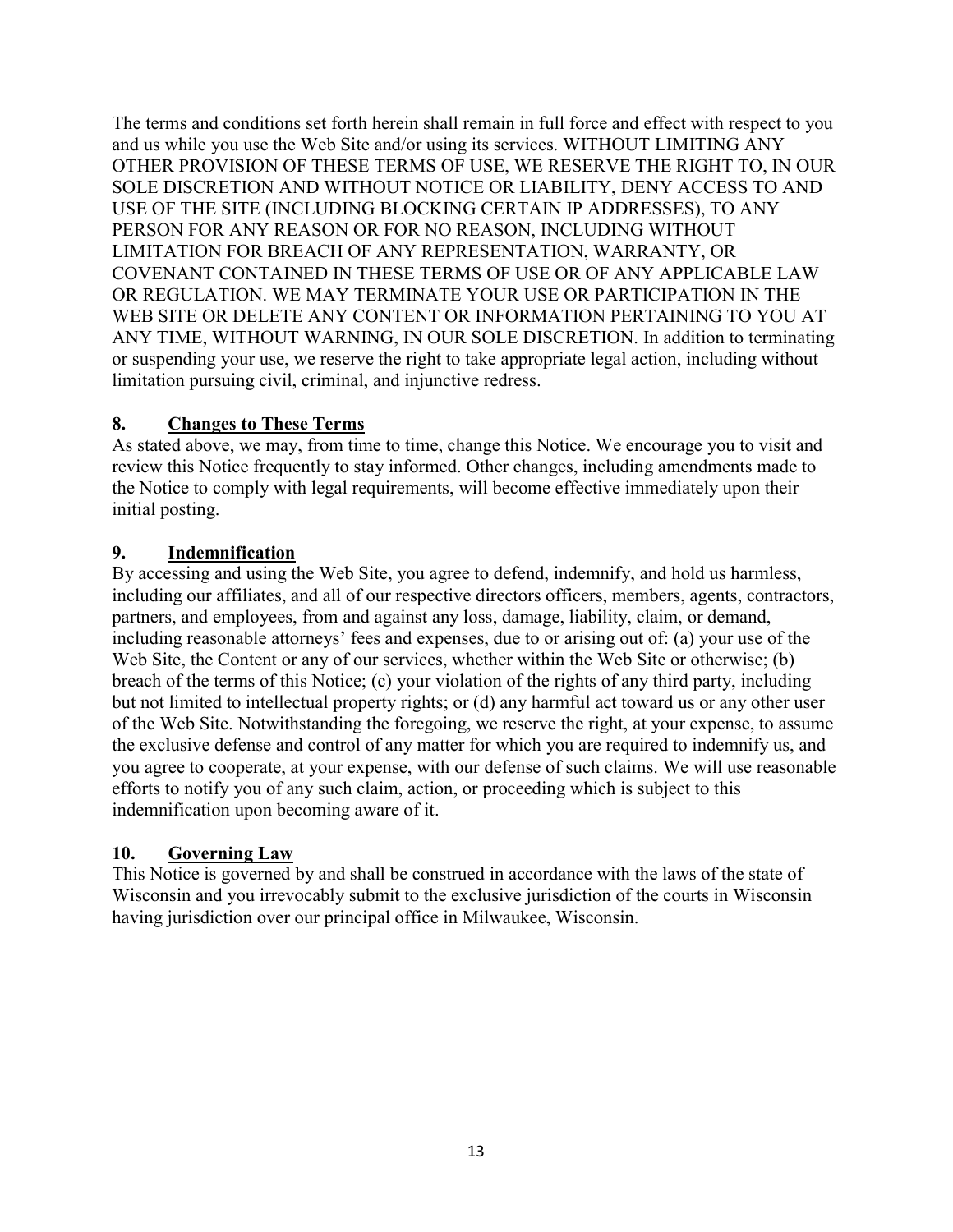The terms and conditions set forth herein shall remain in full force and effect with respect to you and us while you use the Web Site and/or using its services. WITHOUT LIMITING ANY OTHER PROVISION OF THESE TERMS OF USE, WE RESERVE THE RIGHT TO, IN OUR SOLE DISCRETION AND WITHOUT NOTICE OR LIABILITY, DENY ACCESS TO AND USE OF THE SITE (INCLUDING BLOCKING CERTAIN IP ADDRESSES), TO ANY PERSON FOR ANY REASON OR FOR NO REASON, INCLUDING WITHOUT LIMITATION FOR BREACH OF ANY REPRESENTATION, WARRANTY, OR COVENANT CONTAINED IN THESE TERMS OF USE OR OF ANY APPLICABLE LAW OR REGULATION. WE MAY TERMINATE YOUR USE OR PARTICIPATION IN THE WEB SITE OR DELETE ANY CONTENT OR INFORMATION PERTAINING TO YOU AT ANY TIME, WITHOUT WARNING, IN OUR SOLE DISCRETION. In addition to terminating or suspending your use, we reserve the right to take appropriate legal action, including without limitation pursuing civil, criminal, and injunctive redress.

## 8. Changes to These Terms

As stated above, we may, from time to time, change this Notice. We encourage you to visit and review this Notice frequently to stay informed. Other changes, including amendments made to the Notice to comply with legal requirements, will become effective immediately upon their initial posting.

## 9. Indemnification

By accessing and using the Web Site, you agree to defend, indemnify, and hold us harmless, including our affiliates, and all of our respective directors officers, members, agents, contractors, partners, and employees, from and against any loss, damage, liability, claim, or demand, including reasonable attorneys' fees and expenses, due to or arising out of: (a) your use of the Web Site, the Content or any of our services, whether within the Web Site or otherwise; (b) breach of the terms of this Notice; (c) your violation of the rights of any third party, including but not limited to intellectual property rights; or (d) any harmful act toward us or any other user of the Web Site. Notwithstanding the foregoing, we reserve the right, at your expense, to assume the exclusive defense and control of any matter for which you are required to indemnify us, and you agree to cooperate, at your expense, with our defense of such claims. We will use reasonable efforts to notify you of any such claim, action, or proceeding which is subject to this indemnification upon becoming aware of it.

## 10. Governing Law

This Notice is governed by and shall be construed in accordance with the laws of the state of Wisconsin and you irrevocably submit to the exclusive jurisdiction of the courts in Wisconsin having jurisdiction over our principal office in Milwaukee, Wisconsin.